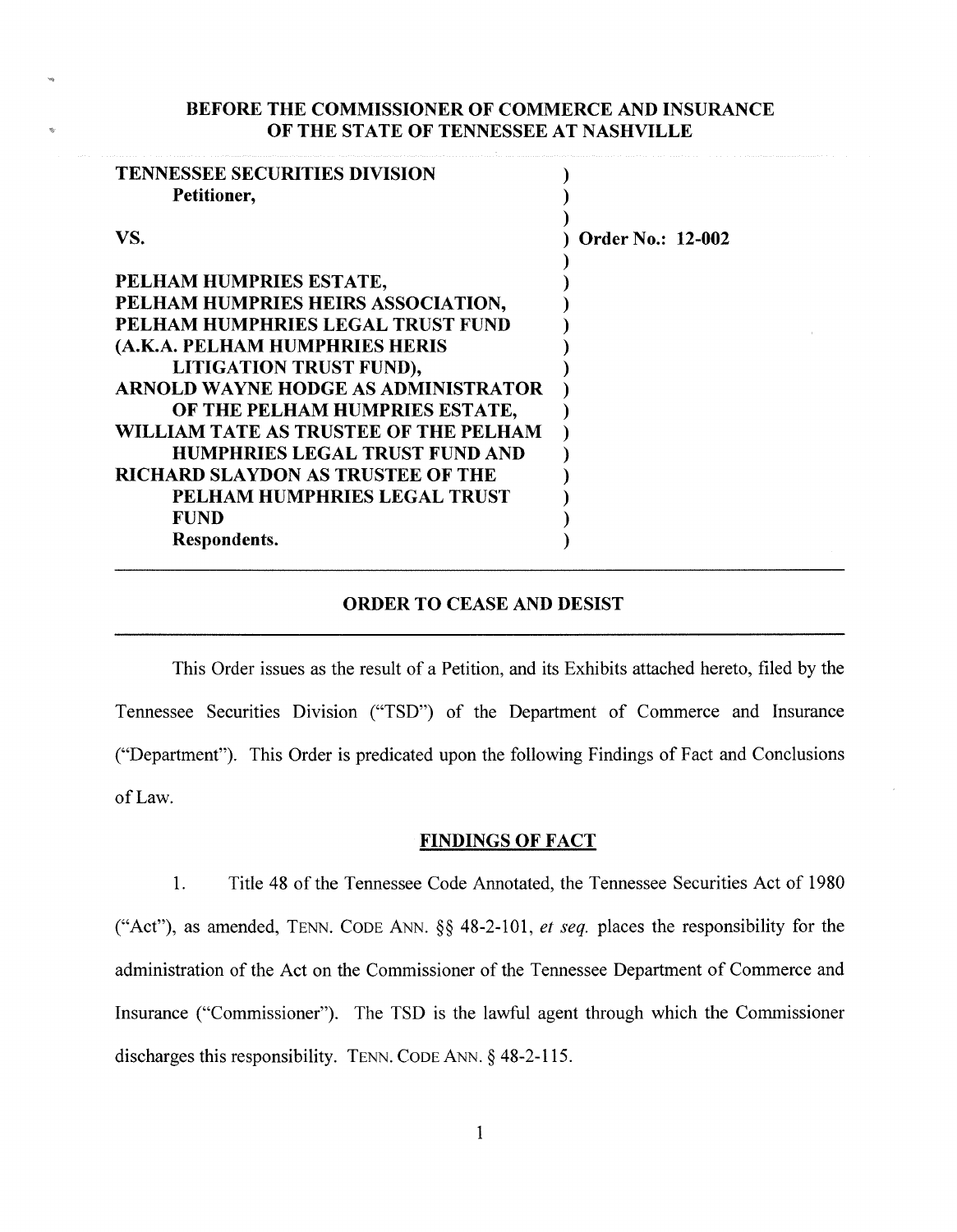**BEFORE THE COMMISSIONER OF COMMERCE AND INSURANCE OF THE STATE OF TENNESSEE AT NASHVILLE**

| | |
|---|---|
| **TENNESSEE SECURITIES DIVISION**<br>**Petitioner,** | ) |
| **VS.** | ) **Order No.: 12-002** |
| **PELHAM HUMPRIES ESTATE,**<br>**PELHAM HUMPRIES HEIRS ASSOCIATION,**<br>**PELHAM HUMPHRIES LEGAL TRUST FUND (A.K.A. PELHAM HUMPHRIES HERIS LITIGATION TRUST FUND),**<br>**ARNOLD WAYNE HODGE AS ADMINISTRATOR OF THE PELHAM HUMPRIES ESTATE,**<br>**WILLIAM TATE AS TRUSTEE OF THE PELHAM HUMPHRIES LEGAL TRUST FUND AND**<br>**RICHARD SLAYDON AS TRUSTEE OF THE PELHAM HUMPHRIES LEGAL TRUST FUND**<br>**Respondents.** | ) |

## ORDER TO CEASE AND DESIST

This Order issues as the result of a Petition, and its Exhibits attached hereto, filed by the Tennessee Securities Division ("TSD") of the Department of Commerce and Insurance ("Department"). This Order is predicated upon the following Findings of Fact and Conclusions of Law.

### FINDINGS OF FACT

1. Title 48 of the Tennessee Code Annotated, the Tennessee Securities Act of 1980 ("Act"), as amended, TENN. CODE ANN. §§ 48-2-101, *et seq.* places the responsibility for the administration of the Act on the Commissioner of the Tennessee Department of Commerce and Insurance ("Commissioner"). The TSD is the lawful agent through which the Commissioner discharges this responsibility. TENN. CODE ANN. § 48-2-115.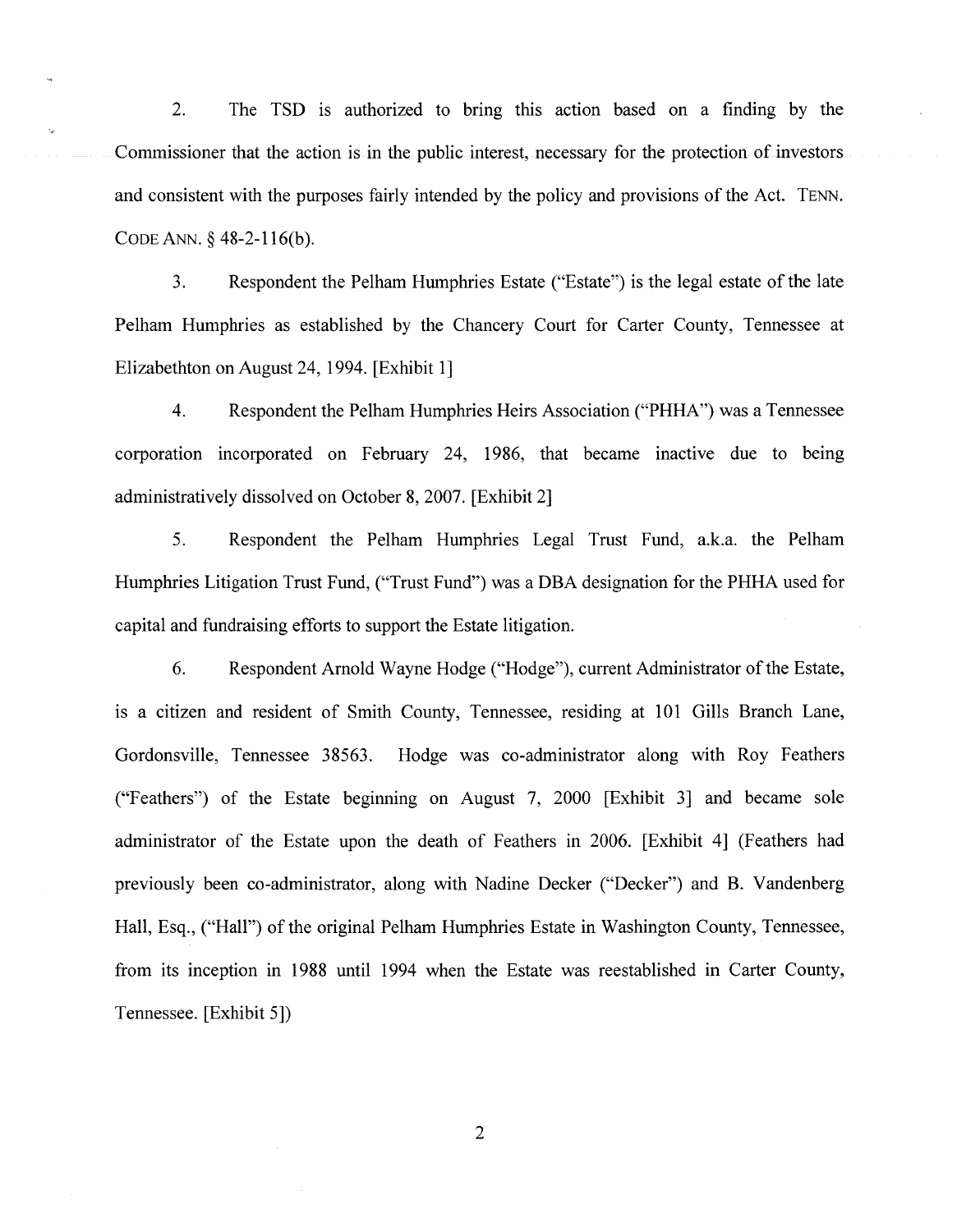2. The TSD is authorized to bring this action based on a finding by the Commissioner that the action is in the public interest, necessary for the protection of investors and consistent with the purposes fairly intended by the policy and provisions of the Act. TENN. CODE ANN. § 48-2-116(b).

3. Respondent the Pelham Humphries Estate ("Estate") is the legal estate of the late Pelham Humphries as established by the Chancery Court for Carter County, Tennessee at Elizabethton on August 24, 1994. [Exhibit 1]

4. Respondent the Pelham Humphries Heirs Association ("PHHA") was a Tennessee corporation incorporated on February 24, 1986, that became inactive due to being administratively dissolved on October 8, 2007. [Exhibit 2]

5. Respondent the Pelham Humphries Legal Trust Fund, a.k.a. the Pelham Humphries Litigation Trust Fund, ("Trust Fund") was a DBA designation for the PHHA used for capital and fundraising efforts to support the Estate litigation.

6. Respondent Arnold Wayne Hodge ("Hodge"), current Administrator of the Estate, is a citizen and resident of Smith County, Tennessee, residing at 101 Gills Branch Lane, Gordonsville, Tennessee 38563. Hodge was co-administrator along with Roy Feathers ("Feathers") of the Estate beginning on August 7, 2000 [Exhibit 3] and became sole administrator of the Estate upon the death of Feathers in 2006. [Exhibit 4] (Feathers had previously been co-administrator, along with Nadine Decker ("Decker") and B. Vandenberg Hall, Esq., ("Hall") of the original Pelham Humphries Estate in Washington County, Tennessee, from its inception in 1988 until 1994 when the Estate was reestablished in Carter County, Tennessee. [Exhibit 5])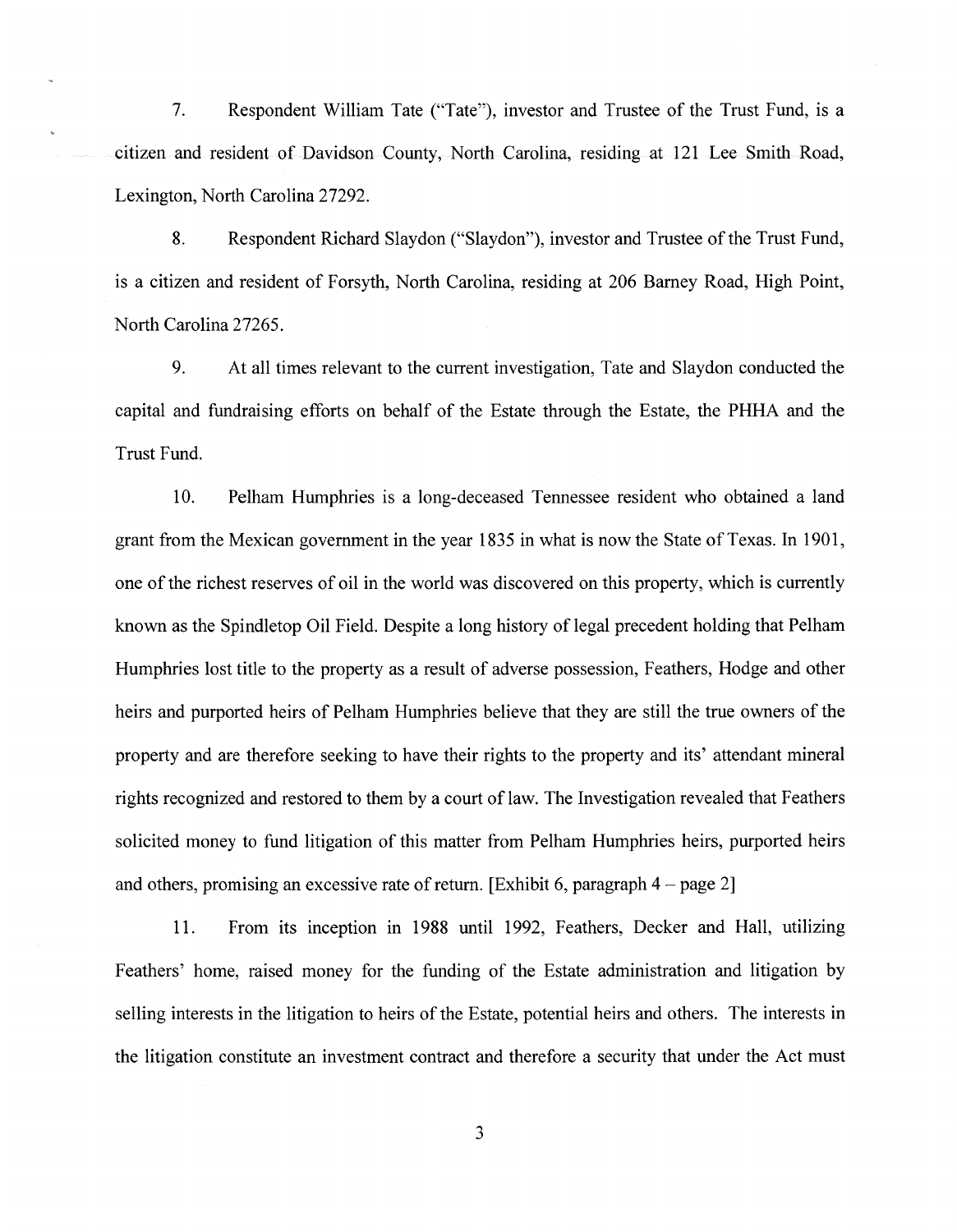7. Respondent William Tate ("Tate"), investor and Trustee of the Trust Fund, is a citizen and resident of Davidson County, North Carolina, residing at 121 Lee Smith Road, Lexington, North Carolina 27292.

8. Respondent Richard Slaydon ("Slaydon"), investor and Trustee of the Trust Fund, is a citizen and resident of Forsyth, North Carolina, residing at 206 Barney Road, High Point, North Carolina 27265.

9. At all times relevant to the current investigation, Tate and Slaydon conducted the capital and fundraising efforts on behalf of the Estate through the Estate, the PHHA and the Trust Fund.

10. Pelham Humphries is a long-deceased Tennessee resident who obtained a land grant from the Mexican government in the year 1835 in what is now the State of Texas. In 1901, one of the richest reserves of oil in the world was discovered on this property, which is currently known as the Spindletop Oil Field. Despite a long history of legal precedent holding that Pelham Humphries lost title to the property as a result of adverse possession, Feathers, Hodge and other heirs and purported heirs of Pelham Humphries believe that they are still the true owners of the property and are therefore seeking to have their rights to the property and its' attendant mineral rights recognized and restored to them by a court of law. The Investigation revealed that Feathers solicited money to fund litigation of this matter from Pelham Humphries heirs, purported heirs and others, promising an excessive rate of return. [Exhibit 6, paragraph 4 – page 2]

11. From its inception in 1988 until 1992, Feathers, Decker and Hall, utilizing Feathers' home, raised money for the funding of the Estate administration and litigation by selling interests in the litigation to heirs of the Estate, potential heirs and others. The interests in the litigation constitute an investment contract and therefore a security that under the Act must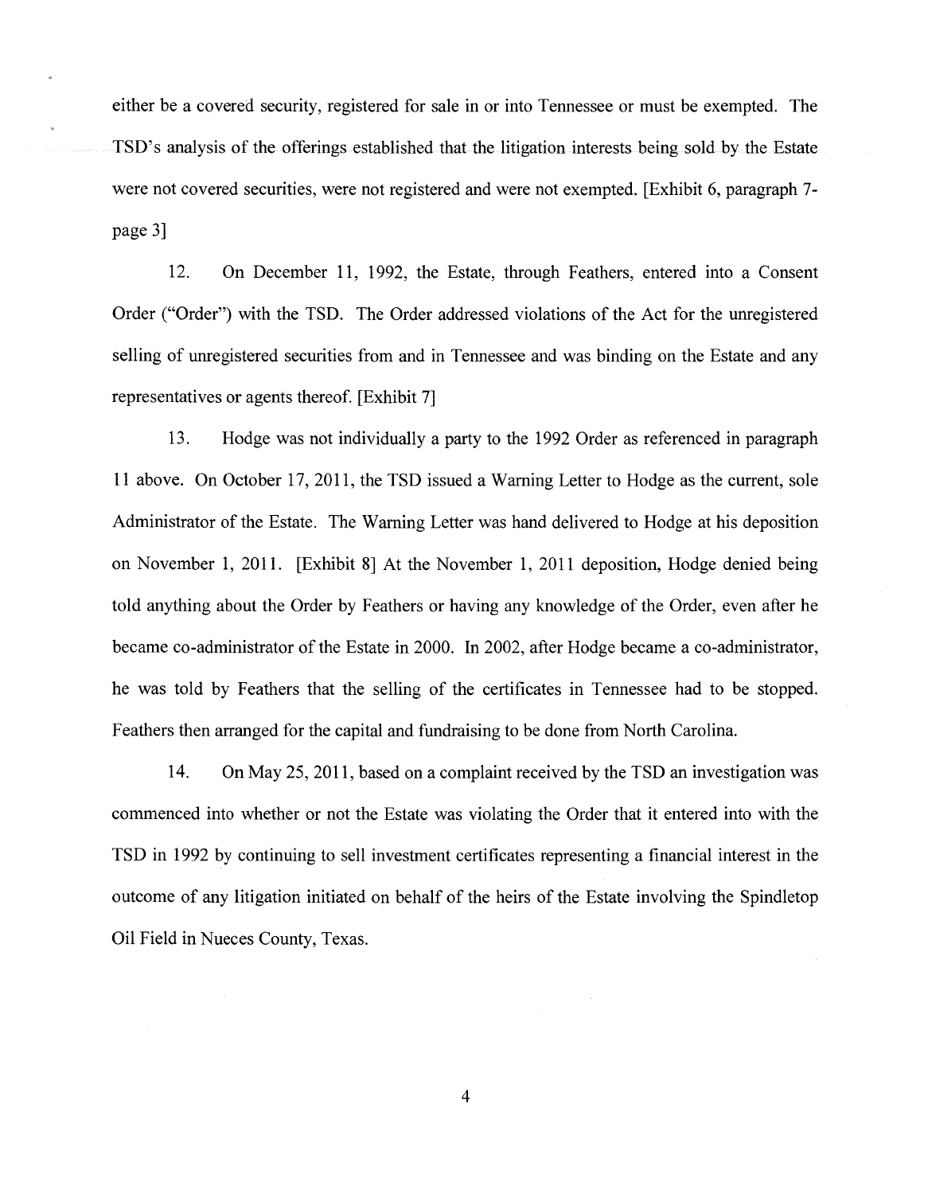either be a covered security, registered for sale in or into Tennessee or must be exempted. The TSD's analysis of the offerings established that the litigation interests being sold by the Estate were not covered securities, were not registered and were not exempted. [Exhibit 6, paragraph 7-page 3]

12. On December 11, 1992, the Estate, through Feathers, entered into a Consent Order ("Order") with the TSD. The Order addressed violations of the Act for the unregistered selling of unregistered securities from and in Tennessee and was binding on the Estate and any representatives or agents thereof. [Exhibit 7]

13. Hodge was not individually a party to the 1992 Order as referenced in paragraph 11 above. On October 17, 2011, the TSD issued a Warning Letter to Hodge as the current, sole Administrator of the Estate. The Warning Letter was hand delivered to Hodge at his deposition on November 1, 2011. [Exhibit 8] At the November 1, 2011 deposition, Hodge denied being told anything about the Order by Feathers or having any knowledge of the Order, even after he became co-administrator of the Estate in 2000. In 2002, after Hodge became a co-administrator, he was told by Feathers that the selling of the certificates in Tennessee had to be stopped. Feathers then arranged for the capital and fundraising to be done from North Carolina.

14. On May 25, 2011, based on a complaint received by the TSD an investigation was commenced into whether or not the Estate was violating the Order that it entered into with the TSD in 1992 by continuing to sell investment certificates representing a financial interest in the outcome of any litigation initiated on behalf of the heirs of the Estate involving the Spindletop Oil Field in Nueces County, Texas.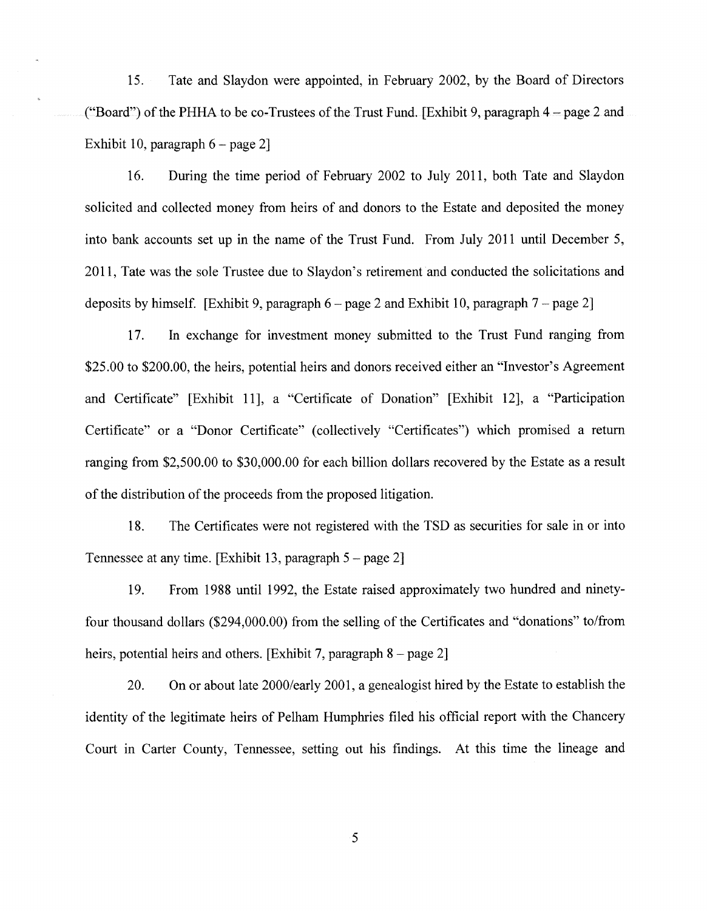15. Tate and Slaydon were appointed, in February 2002, by the Board of Directors ("Board") of the PHHA to be co-Trustees of the Trust Fund. [Exhibit 9, paragraph 4 – page 2 and Exhibit 10, paragraph 6 – page 2]

16. During the time period of February 2002 to July 2011, both Tate and Slaydon solicited and collected money from heirs of and donors to the Estate and deposited the money into bank accounts set up in the name of the Trust Fund. From July 2011 until December 5, 2011, Tate was the sole Trustee due to Slaydon's retirement and conducted the solicitations and deposits by himself. [Exhibit 9, paragraph 6 – page 2 and Exhibit 10, paragraph 7 – page 2]

17. In exchange for investment money submitted to the Trust Fund ranging from $25.00 to $200.00, the heirs, potential heirs and donors received either an "Investor's Agreement and Certificate" [Exhibit 11], a "Certificate of Donation" [Exhibit 12], a "Participation Certificate" or a "Donor Certificate" (collectively "Certificates") which promised a return ranging from $2,500.00 to $30,000.00 for each billion dollars recovered by the Estate as a result of the distribution of the proceeds from the proposed litigation.

18. The Certificates were not registered with the TSD as securities for sale in or into Tennessee at any time. [Exhibit 13, paragraph 5 – page 2]

19. From 1988 until 1992, the Estate raised approximately two hundred and ninety-four thousand dollars ($294,000.00) from the selling of the Certificates and "donations" to/from heirs, potential heirs and others. [Exhibit 7, paragraph 8 – page 2]

20. On or about late 2000/early 2001, a genealogist hired by the Estate to establish the identity of the legitimate heirs of Pelham Humphries filed his official report with the Chancery Court in Carter County, Tennessee, setting out his findings. At this time the lineage and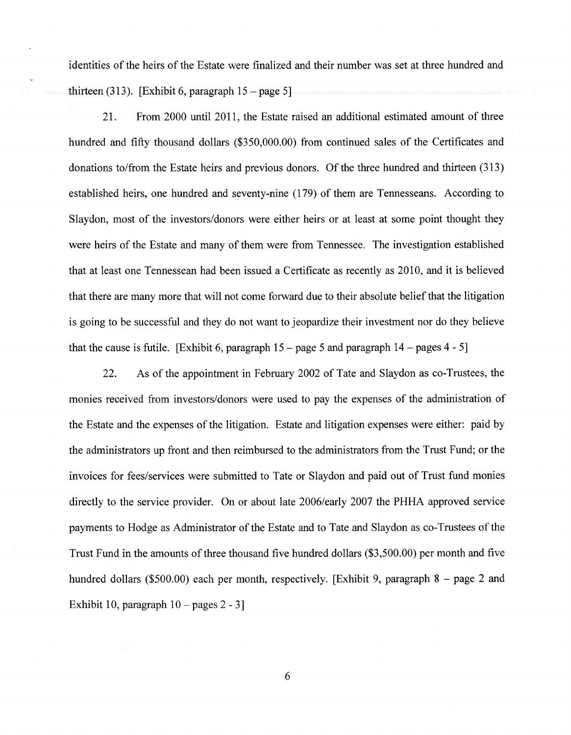identities of the heirs of the Estate were finalized and their number was set at three hundred and thirteen (313). [Exhibit 6, paragraph 15 – page 5]

21. From 2000 until 2011, the Estate raised an additional estimated amount of three hundred and fifty thousand dollars ($350,000.00) from continued sales of the Certificates and donations to/from the Estate heirs and previous donors. Of the three hundred and thirteen (313) established heirs, one hundred and seventy-nine (179) of them are Tennesseans. According to Slaydon, most of the investors/donors were either heirs or at least at some point thought they were heirs of the Estate and many of them were from Tennessee. The investigation established that at least one Tennessean had been issued a Certificate as recently as 2010, and it is believed that there are many more that will not come forward due to their absolute belief that the litigation is going to be successful and they do not want to jeopardize their investment nor do they believe that the cause is futile. [Exhibit 6, paragraph 15 – page 5 and paragraph 14 – pages 4 - 5]

22. As of the appointment in February 2002 of Tate and Slaydon as co-Trustees, the monies received from investors/donors were used to pay the expenses of the administration of the Estate and the expenses of the litigation. Estate and litigation expenses were either: paid by the administrators up front and then reimbursed to the administrators from the Trust Fund; or the invoices for fees/services were submitted to Tate or Slaydon and paid out of Trust fund monies directly to the service provider. On or about late 2006/early 2007 the PHHA approved service payments to Hodge as Administrator of the Estate and to Tate and Slaydon as co-Trustees of the Trust Fund in the amounts of three thousand five hundred dollars ($3,500.00) per month and five hundred dollars ($500.00) each per month, respectively. [Exhibit 9, paragraph 8 – page 2 and Exhibit 10, paragraph 10 – pages 2 - 3]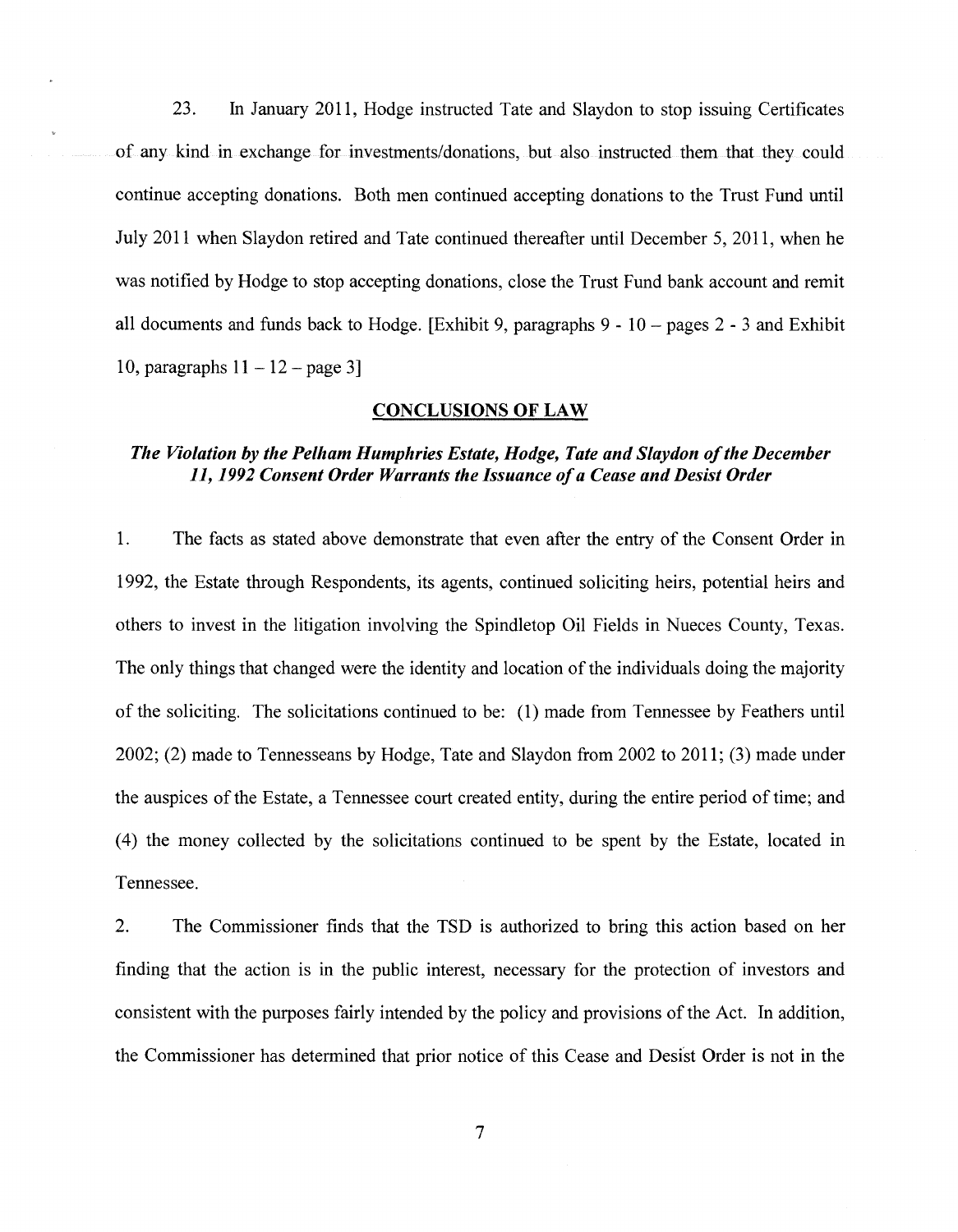23. In January 2011, Hodge instructed Tate and Slaydon to stop issuing Certificates of any kind in exchange for investments/donations, but also instructed them that they could continue accepting donations. Both men continued accepting donations to the Trust Fund until July 2011 when Slaydon retired and Tate continued thereafter until December 5, 2011, when he was notified by Hodge to stop accepting donations, close the Trust Fund bank account and remit all documents and funds back to Hodge. [Exhibit 9, paragraphs 9 - 10 – pages 2 - 3 and Exhibit 10, paragraphs 11 – 12 – page 3]

## CONCLUSIONS OF LAW

### *The Violation by the Pelham Humphries Estate, Hodge, Tate and Slaydon of the December 11, 1992 Consent Order Warrants the Issuance of a Cease and Desist Order*

1. The facts as stated above demonstrate that even after the entry of the Consent Order in 1992, the Estate through Respondents, its agents, continued soliciting heirs, potential heirs and others to invest in the litigation involving the Spindletop Oil Fields in Nueces County, Texas. The only things that changed were the identity and location of the individuals doing the majority of the soliciting. The solicitations continued to be: (1) made from Tennessee by Feathers until 2002; (2) made to Tennesseans by Hodge, Tate and Slaydon from 2002 to 2011; (3) made under the auspices of the Estate, a Tennessee court created entity, during the entire period of time; and (4) the money collected by the solicitations continued to be spent by the Estate, located in Tennessee.

2. The Commissioner finds that the TSD is authorized to bring this action based on her finding that the action is in the public interest, necessary for the protection of investors and consistent with the purposes fairly intended by the policy and provisions of the Act. In addition, the Commissioner has determined that prior notice of this Cease and Desist Order is not in the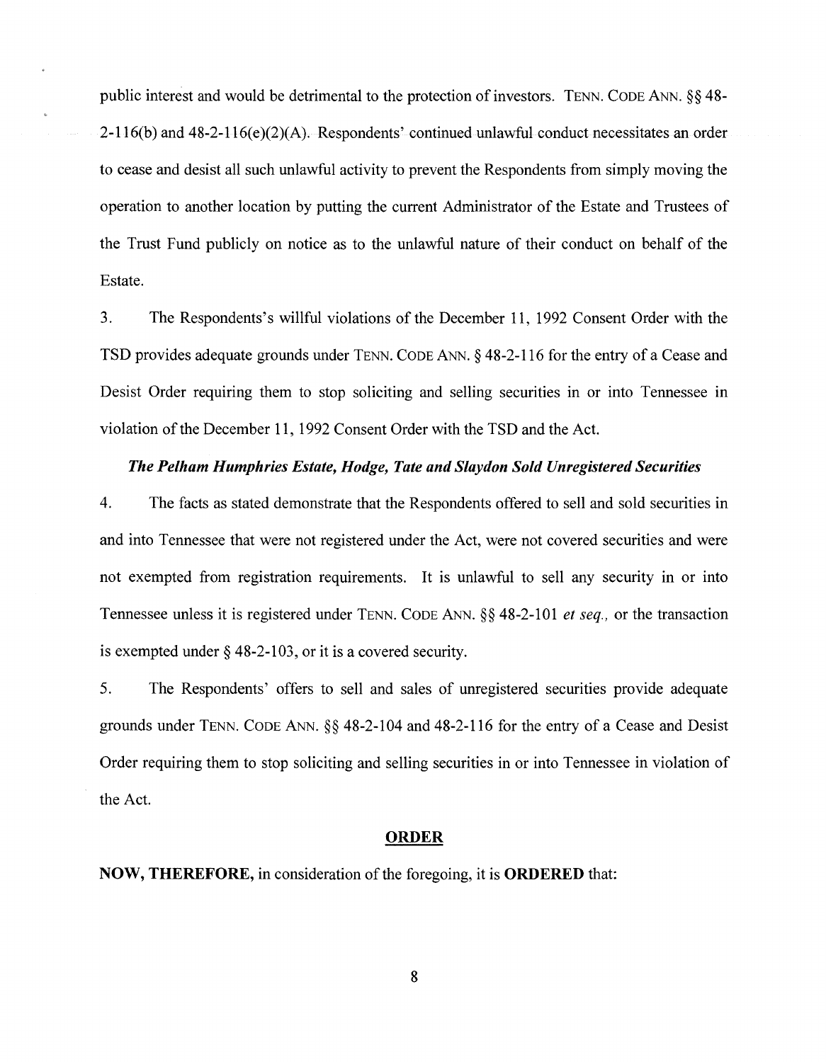public interest and would be detrimental to the protection of investors. TENN. CODE ANN. §§ 48-2-116(b) and 48-2-116(e)(2)(A). Respondents' continued unlawful conduct necessitates an order to cease and desist all such unlawful activity to prevent the Respondents from simply moving the operation to another location by putting the current Administrator of the Estate and Trustees of the Trust Fund publicly on notice as to the unlawful nature of their conduct on behalf of the Estate.

3. The Respondents's willful violations of the December 11, 1992 Consent Order with the TSD provides adequate grounds under TENN. CODE ANN. § 48-2-116 for the entry of a Cease and Desist Order requiring them to stop soliciting and selling securities in or into Tennessee in violation of the December 11, 1992 Consent Order with the TSD and the Act.

***The Pelham Humphries Estate, Hodge, Tate and Slaydon Sold Unregistered Securities***

4. The facts as stated demonstrate that the Respondents offered to sell and sold securities in and into Tennessee that were not registered under the Act, were not covered securities and were not exempted from registration requirements. It is unlawful to sell any security in or into Tennessee unless it is registered under TENN. CODE ANN. §§ 48-2-101 *et seq.*, or the transaction is exempted under § 48-2-103, or it is a covered security.

5. The Respondents' offers to sell and sales of unregistered securities provide adequate grounds under TENN. CODE ANN. §§ 48-2-104 and 48-2-116 for the entry of a Cease and Desist Order requiring them to stop soliciting and selling securities in or into Tennessee in violation of the Act.

## ORDER

**NOW, THEREFORE,** in consideration of the foregoing, it is **ORDERED** that: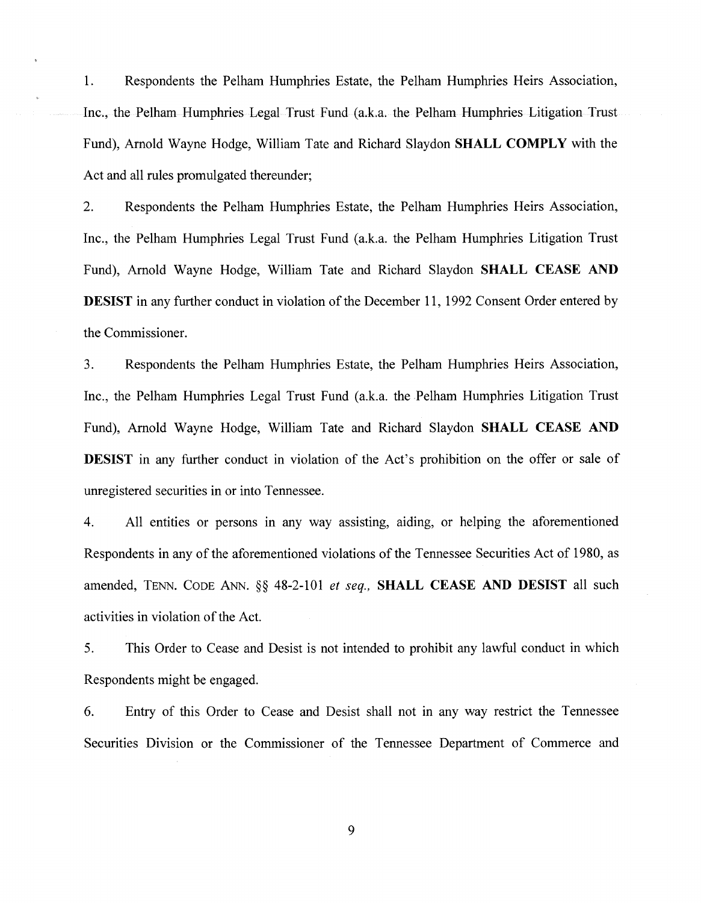1. Respondents the Pelham Humphries Estate, the Pelham Humphries Heirs Association, Inc., the Pelham Humphries Legal Trust Fund (a.k.a. the Pelham Humphries Litigation Trust Fund), Arnold Wayne Hodge, William Tate and Richard Slaydon **SHALL COMPLY** with the Act and all rules promulgated thereunder;

2. Respondents the Pelham Humphries Estate, the Pelham Humphries Heirs Association, Inc., the Pelham Humphries Legal Trust Fund (a.k.a. the Pelham Humphries Litigation Trust Fund), Arnold Wayne Hodge, William Tate and Richard Slaydon **SHALL CEASE AND DESIST** in any further conduct in violation of the December 11, 1992 Consent Order entered by the Commissioner.

3. Respondents the Pelham Humphries Estate, the Pelham Humphries Heirs Association, Inc., the Pelham Humphries Legal Trust Fund (a.k.a. the Pelham Humphries Litigation Trust Fund), Arnold Wayne Hodge, William Tate and Richard Slaydon **SHALL CEASE AND DESIST** in any further conduct in violation of the Act's prohibition on the offer or sale of unregistered securities in or into Tennessee.

4. All entities or persons in any way assisting, aiding, or helping the aforementioned Respondents in any of the aforementioned violations of the Tennessee Securities Act of 1980, as amended, TENN. CODE ANN. §§ 48-2-101 *et seq.*, **SHALL CEASE AND DESIST** all such activities in violation of the Act.

5. This Order to Cease and Desist is not intended to prohibit any lawful conduct in which Respondents might be engaged.

6. Entry of this Order to Cease and Desist shall not in any way restrict the Tennessee Securities Division or the Commissioner of the Tennessee Department of Commerce and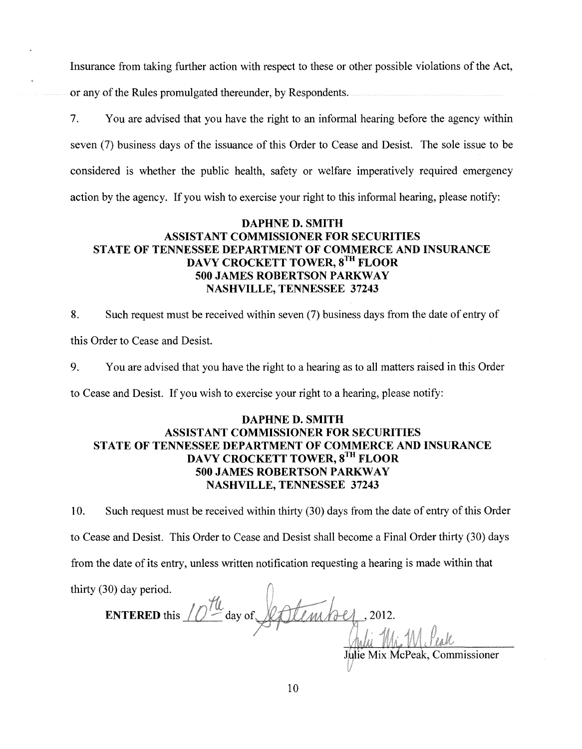Insurance from taking further action with respect to these or other possible violations of the Act, or any of the Rules promulgated thereunder, by Respondents.

7. You are advised that you have the right to an informal hearing before the agency within seven (7) business days of the issuance of this Order to Cease and Desist. The sole issue to be considered is whether the public health, safety or welfare imperatively required emergency action by the agency. If you wish to exercise your right to this informal hearing, please notify:

**DAPHNE D. SMITH**
**ASSISTANT COMMISSIONER FOR SECURITIES**
**STATE OF TENNESSEE DEPARTMENT OF COMMERCE AND INSURANCE**
**DAVY CROCKETT TOWER, 8TH FLOOR**
**500 JAMES ROBERTSON PARKWAY**
**NASHVILLE, TENNESSEE 37243**

8. Such request must be received within seven (7) business days from the date of entry of this Order to Cease and Desist.

9. You are advised that you have the right to a hearing as to all matters raised in this Order to Cease and Desist. If you wish to exercise your right to a hearing, please notify:

**DAPHNE D. SMITH**
**ASSISTANT COMMISSIONER FOR SECURITIES**
**STATE OF TENNESSEE DEPARTMENT OF COMMERCE AND INSURANCE**
**DAVY CROCKETT TOWER, 8TH FLOOR**
**500 JAMES ROBERTSON PARKWAY**
**NASHVILLE, TENNESSEE 37243**

10. Such request must be received within thirty (30) days from the date of entry of this Order to Cease and Desist. This Order to Cease and Desist shall become a Final Order thirty (30) days from the date of its entry, unless written notification requesting a hearing is made within that thirty (30) day period.

**ENTERED** this 10th day of September, 2012.

Julie Mix McPeak

Julie Mix McPeak, Commissioner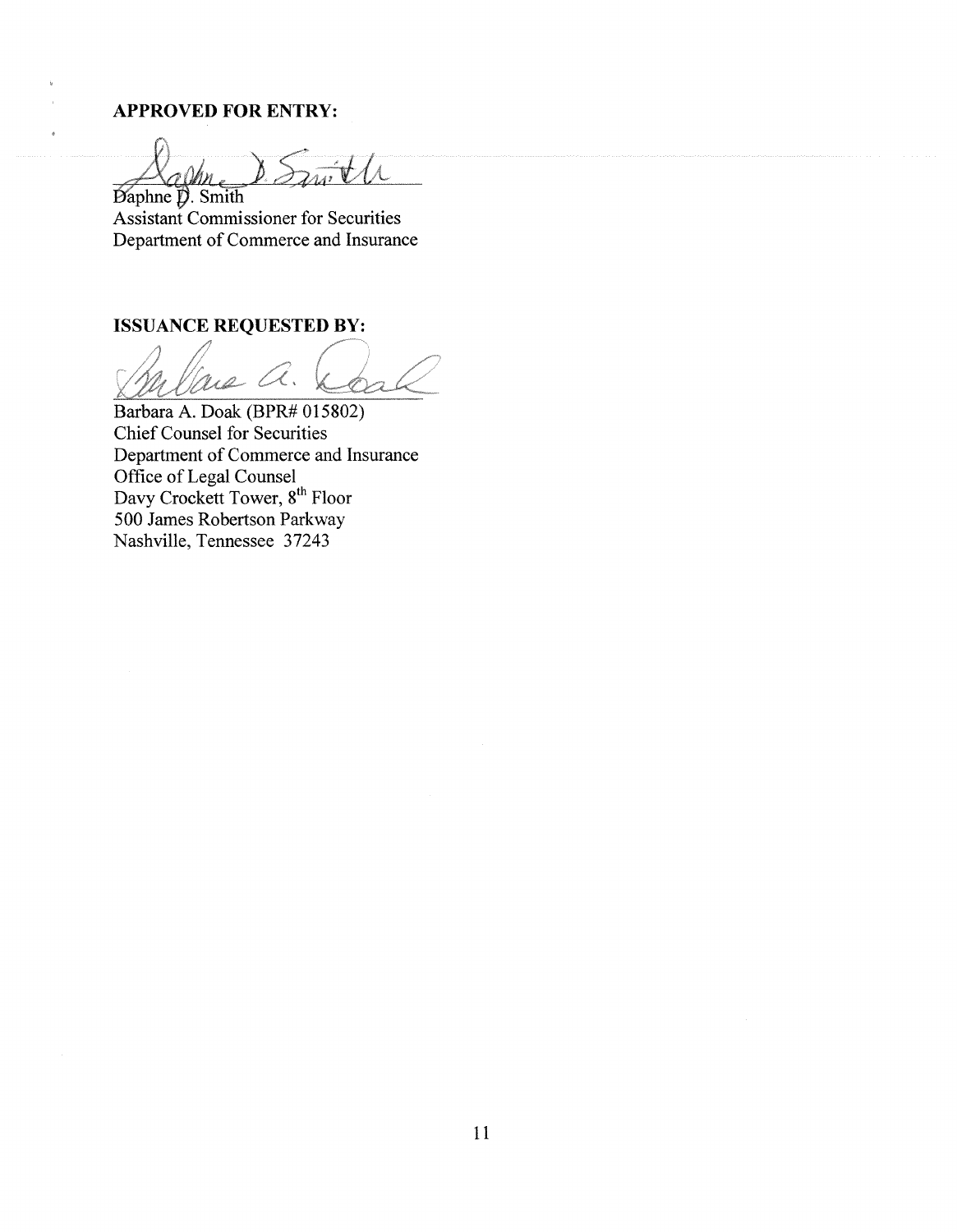**APPROVED FOR ENTRY:**

Daphne D. Smith
Assistant Commissioner for Securities
Department of Commerce and Insurance

**ISSUANCE REQUESTED BY:**

Barbara A. Doak (BPR# 015802)
Chief Counsel for Securities
Department of Commerce and Insurance
Office of Legal Counsel
Davy Crockett Tower, 8th Floor
500 James Robertson Parkway
Nashville, Tennessee 37243